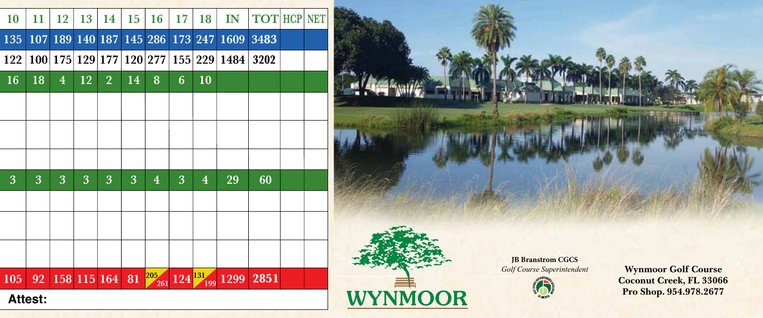| 10 | 11 | 12 | 13 | 14 | 15 | 16 | 17 | 18 | IN | TOT | HCP | NET |
|---|---|---|---|---|---|---|---|---|---|---|---|---|
| 135 | 107 | 189 | 140 | 187 | 145 | 286 | 173 | 247 | 1609 | 3483 | | |
| 122 | 100 | 175 | 129 | 177 | 120 | 277 | 155 | 229 | 1484 | 3202 | | |
| 16 | 18 | 4 | 12 | 2 | 14 | 8 | 6 | 10 | | | | |
| | | | | | | | | | | | | |
| | | | | | | | | | | | | |
| | | | | | | | | | | | | |
| 3 | 3 | 3 | 3 | 3 | 3 | 4 | 3 | 4 | 29 | 60 | | |
| | | | | | | | | | | | | |
| | | | | | | | | | | | | |
| | | | | | | | | | | | | |
| 105 | 92 | 158 | 115 | 164 | 81 | 205 / 261 | 124 | 131 / 199 | 1299 | 2851 | | |

**Attest:**

**JB Branstrom CGCS**
*Golf Course Superintendent*

WYNMOOR

**Wynmoor Golf Course**
**Coconut Creek, FL 33066**
**Pro Shop. 954.978.2677**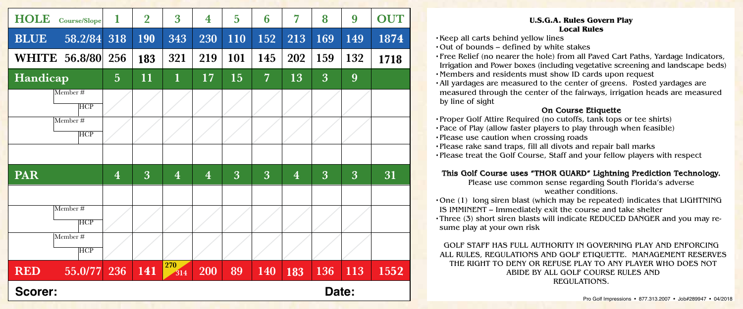| HOLE Course/Slope | 1 | 2 | 3 | 4 | 5 | 6 | 7 | 8 | 9 | OUT |
|---|---|---|---|---|---|---|---|---|---|---|
| BLUE 58.2/84 | 318 | 190 | 343 | 230 | 110 | 152 | 213 | 169 | 149 | 1874 |
| WHITE 56.8/80 | 256 | 183 | 321 | 219 | 101 | 145 | 202 | 159 | 132 | 1718 |
| Handicap | 5 | 11 | 1 | 17 | 15 | 7 | 13 | 3 | 9 | |
| Member # HCP | | | | | | | | | | |
| Member # HCP | | | | | | | | | | |
| | | | | | | | | | | |
| PAR | 4 | 3 | 4 | 4 | 3 | 3 | 4 | 3 | 3 | 31 |
| | | | | | | | | | | |
| Member # HCP | | | | | | | | | | |
| Member # HCP | | | | | | | | | | |
| RED 55.0/77 | 236 | 141 | 270 / 314 | 200 | 89 | 140 | 183 | 136 | 113 | 1552 |

**Scorer:** **Date:**

**U.S.G.A. Rules Govern Play**
**Local Rules**

- Keep all carts behind yellow lines
- Out of bounds – defined by white stakes
- Free Relief (no nearer the hole) from all Paved Cart Paths, Yardage Indicators, Irrigation and Power boxes (including vegetative screening and landscape beds)
- Members and residents must show ID cards upon request
- All yardages are measured to the center of greens. Posted yardages are measured through the center of the fairways, irrigation heads are measured by line of sight

**On Course Etiquette**

- Proper Golf Attire Required (no cutoffs, tank tops or tee shirts)
- Pace of Play (allow faster players to play through when feasible)
- Please use caution when crossing roads
- Please rake sand traps, fill all divots and repair ball marks
- Please treat the Golf Course, Staff and your fellow players with respect

**This Golf Course uses "THOR GUARD" Lightning Prediction Technology.**

Please use common sense regarding South Florida's adverse weather conditions.

- One (1) long siren blast (which may be repeated) indicates that LIGHTNING IS IMMINENT – Immediately exit the course and take shelter
- Three (3) short siren blasts will indicate REDUCED DANGER and you may resume play at your own risk

GOLF STAFF HAS FULL AUTHORITY IN GOVERNING PLAY AND ENFORCING ALL RULES, REGULATIONS AND GOLF ETIQUETTE. MANAGEMENT RESERVES THE RIGHT TO DENY OR REFUSE PLAY TO ANY PLAYER WHO DOES NOT ABIDE BY ALL GOLF COURSE RULES AND REGULATIONS.

Pro Golf Impressions • 877.313.2007 • Job#289947 • 04/2018